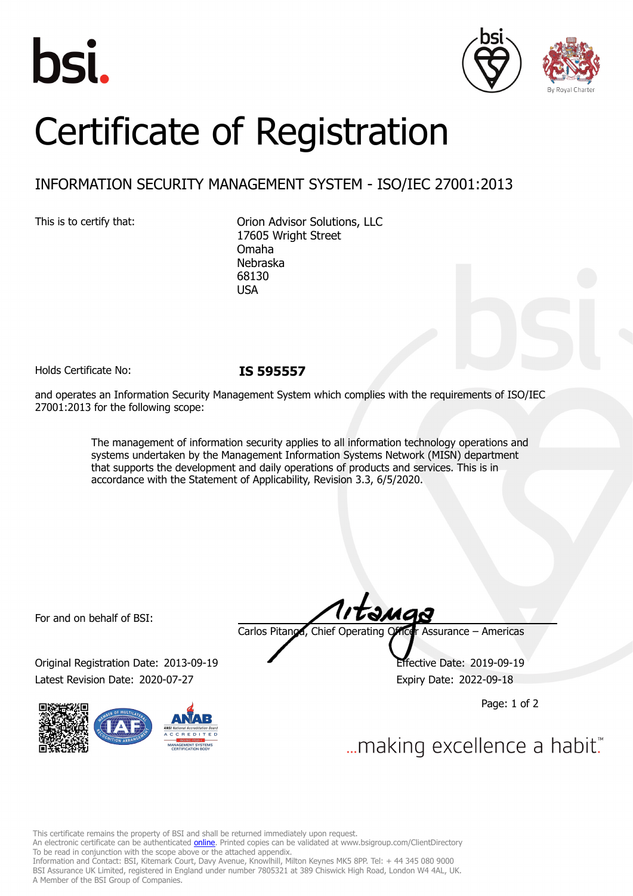# Certificate of Registration

## INFORMATION SECURITY MANAGEMENT SYSTEM - ISO/IEC 27001:2013

This is to certify that:

Orion Advisor Solutions, LLC
17605 Wright Street
Omaha
Nebraska
68130
USA

Holds Certificate No: **IS 595557**

and operates an Information Security Management System which complies with the requirements of ISO/IEC 27001:2013 for the following scope:

> The management of information security applies to all information technology operations and systems undertaken by the Management Information Systems Network (MISN) department that supports the development and daily operations of products and services. This is in accordance with the Statement of Applicability, Revision 3.3, 6/5/2020.

For and on behalf of BSI:

Carlos Pitanga, Chief Operating Officer Assurance – Americas

Original Registration Date: 2013-09-19
Effective Date: 2019-09-19
Latest Revision Date: 2020-07-27
Expiry Date: 2022-09-18

...making excellence a habit.™

This certificate remains the property of BSI and shall be returned immediately upon request.
An electronic certificate can be authenticated online. Printed copies can be validated at www.bsigroup.com/ClientDirectory
To be read in conjunction with the scope above or the attached appendix.
Information and Contact: BSI, Kitemark Court, Davy Avenue, Knowlhill, Milton Keynes MK5 8PP. Tel: + 44 345 080 9000
BSI Assurance UK Limited, registered in England under number 7805321 at 389 Chiswick High Road, London W4 4AL, UK.
A Member of the BSI Group of Companies.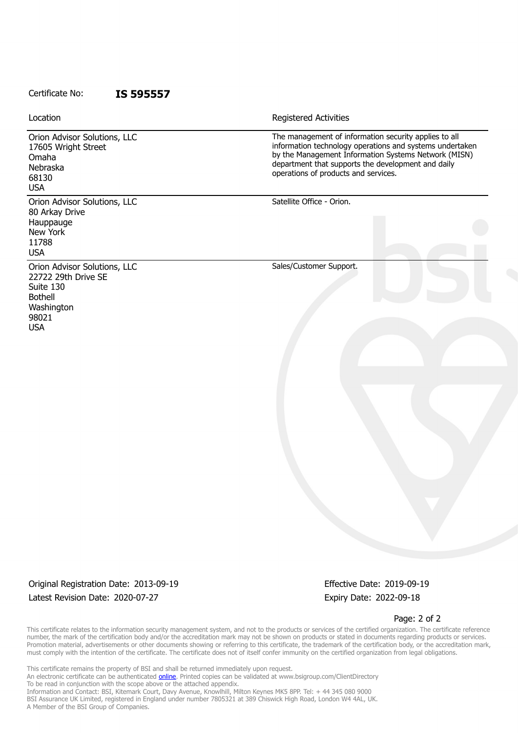Certificate No: **IS 595557**

| Location | Registered Activities |
| --- | --- |
| Orion Advisor Solutions, LLC<br>17605 Wright Street<br>Omaha<br>Nebraska<br>68130<br>USA | The management of information security applies to all information technology operations and systems undertaken by the Management Information Systems Network (MISN) department that supports the development and daily operations of products and services. |
| Orion Advisor Solutions, LLC<br>80 Arkay Drive<br>Hauppauge<br>New York<br>11788<br>USA | Satellite Office - Orion. |
| Orion Advisor Solutions, LLC<br>22722 29th Drive SE<br>Suite 130<br>Bothell<br>Washington<br>98021<br>USA | Sales/Customer Support. |

Original Registration Date: 2013-09-19

Effective Date: 2019-09-19

Latest Revision Date: 2020-07-27

Expiry Date: 2022-09-18

This certificate relates to the information security management system, and not to the products or services of the certified organization. The certificate reference number, the mark of the certification body and/or the accreditation mark may not be shown on products or stated in documents regarding products or services. Promotion material, advertisements or other documents showing or referring to this certificate, the trademark of the certification body, or the accreditation mark, must comply with the intention of the certificate. The certificate does not of itself confer immunity on the certified organization from legal obligations.

This certificate remains the property of BSI and shall be returned immediately upon request.
An electronic certificate can be authenticated online. Printed copies can be validated at www.bsigroup.com/ClientDirectory
To be read in conjunction with the scope above or the attached appendix.
Information and Contact: BSI, Kitemark Court, Davy Avenue, Knowlhill, Milton Keynes MK5 8PP. Tel: + 44 345 080 9000
BSI Assurance UK Limited, registered in England under number 7805321 at 389 Chiswick High Road, London W4 4AL, UK.
A Member of the BSI Group of Companies.